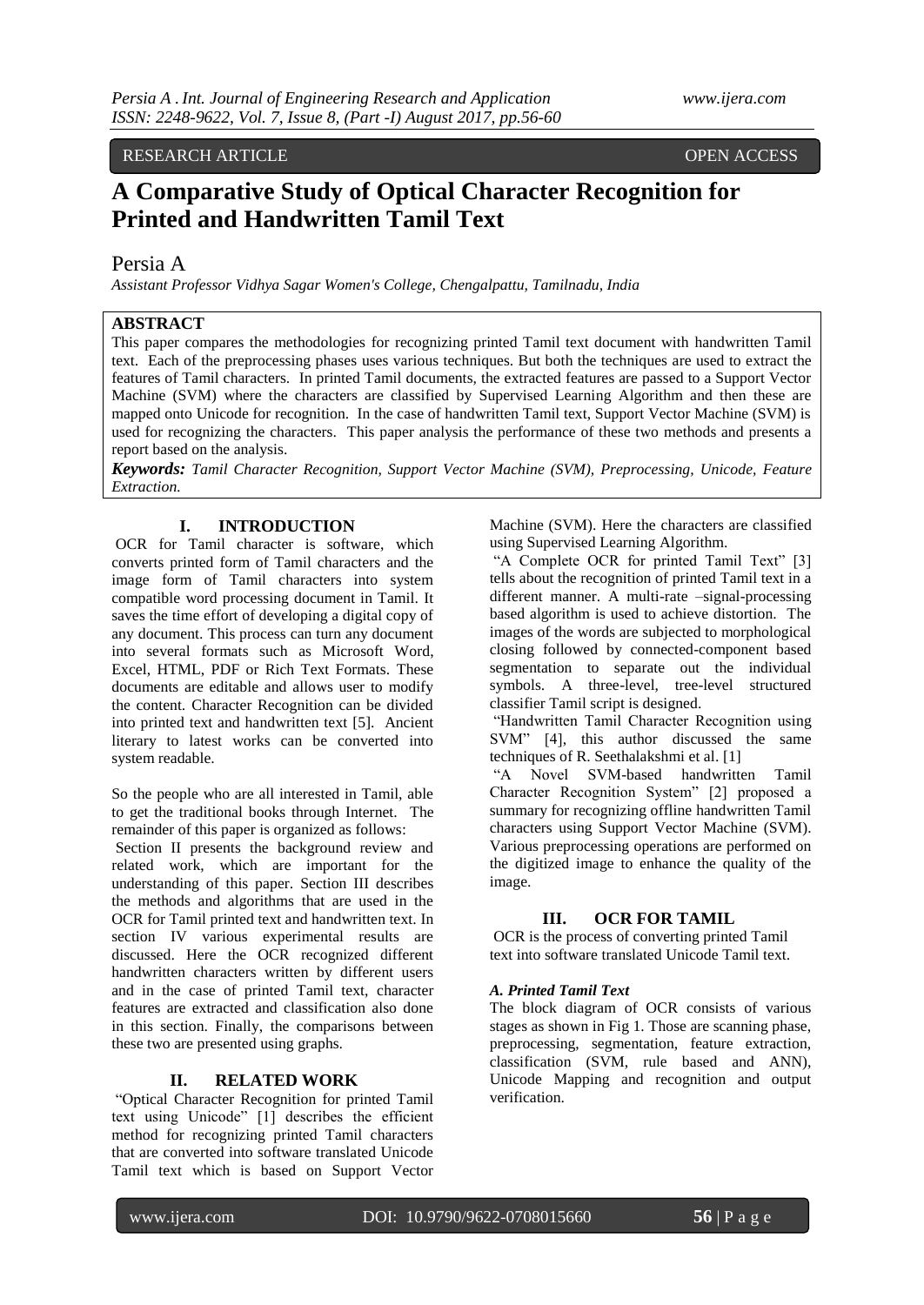RESEARCH ARTICLE OPEN ACCESS

# A Comparative Study of Optical Character Recognition for Printed and Handwritten Tamil Text

Persia A

*Assistant Professor Vidhya Sagar Women's College, Chengalpattu, Tamilnadu, India*

## ABSTRACT

This paper compares the methodologies for recognizing printed Tamil text document with handwritten Tamil text. Each of the preprocessing phases uses various techniques. But both the techniques are used to extract the features of Tamil characters. In printed Tamil documents, the extracted features are passed to a Support Vector Machine (SVM) where the characters are classified by Supervised Learning Algorithm and then these are mapped onto Unicode for recognition. In the case of handwritten Tamil text, Support Vector Machine (SVM) is used for recognizing the characters. This paper analysis the performance of these two methods and presents a report based on the analysis.

***Keywords:*** *Tamil Character Recognition, Support Vector Machine (SVM), Preprocessing, Unicode, Feature Extraction.*

## I. INTRODUCTION

OCR for Tamil character is software, which converts printed form of Tamil characters and the image form of Tamil characters into system compatible word processing document in Tamil. It saves the time effort of developing a digital copy of any document. This process can turn any document into several formats such as Microsoft Word, Excel, HTML, PDF or Rich Text Formats. These documents are editable and allows user to modify the content. Character Recognition can be divided into printed text and handwritten text [5]. Ancient literary to latest works can be converted into system readable.

So the people who are all interested in Tamil, able to get the traditional books through Internet. The remainder of this paper is organized as follows:

Section II presents the background review and related work, which are important for the understanding of this paper. Section III describes the methods and algorithms that are used in the OCR for Tamil printed text and handwritten text. In section IV various experimental results are discussed. Here the OCR recognized different handwritten characters written by different users and in the case of printed Tamil text, character features are extracted and classification also done in this section. Finally, the comparisons between these two are presented using graphs.

## II. RELATED WORK

"Optical Character Recognition for printed Tamil text using Unicode" [1] describes the efficient method for recognizing printed Tamil characters that are converted into software translated Unicode Tamil text which is based on Support Vector Machine (SVM). Here the characters are classified using Supervised Learning Algorithm.

"A Complete OCR for printed Tamil Text" [3] tells about the recognition of printed Tamil text in a different manner. A multi-rate –signal-processing based algorithm is used to achieve distortion. The images of the words are subjected to morphological closing followed by connected-component based segmentation to separate out the individual symbols. A three-level, tree-level structured classifier Tamil script is designed.

"Handwritten Tamil Character Recognition using SVM" [4], this author discussed the same techniques of R. Seethalakshmi et al. [1]

"A Novel SVM-based handwritten Tamil Character Recognition System" [2] proposed a summary for recognizing offline handwritten Tamil characters using Support Vector Machine (SVM). Various preprocessing operations are performed on the digitized image to enhance the quality of the image.

## III. OCR FOR TAMIL

OCR is the process of converting printed Tamil text into software translated Unicode Tamil text.

### *A. Printed Tamil Text*

The block diagram of OCR consists of various stages as shown in Fig 1. Those are scanning phase, preprocessing, segmentation, feature extraction, classification (SVM, rule based and ANN), Unicode Mapping and recognition and output verification.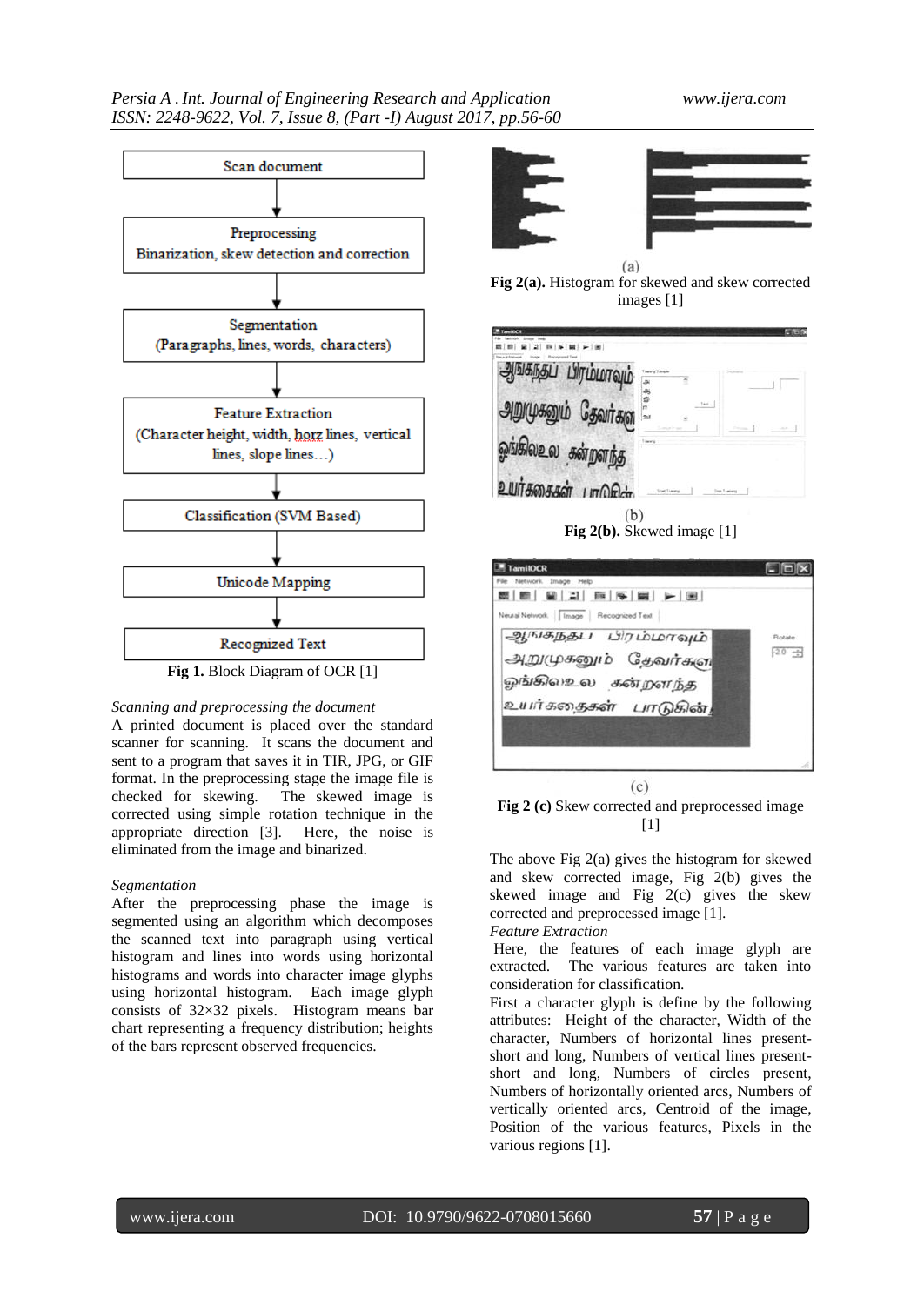Scan document

Preprocessing
Binarization, skew detection and correction

Segmentation
(Paragraphs, lines, words, characters)

Feature Extraction
(Character height, width, horz lines, vertical lines, slope lines…)

Classification (SVM Based)

Unicode Mapping

Recognized Text

**Fig 1.** Block Diagram of OCR [1]

*Scanning and preprocessing the document*

A printed document is placed over the standard scanner for scanning. It scans the document and sent to a program that saves it in TIR, JPG, or GIF format. In the preprocessing stage the image file is checked for skewing. The skewed image is corrected using simple rotation technique in the appropriate direction [3]. Here, the noise is eliminated from the image and binarized.

*Segmentation*

After the preprocessing phase the image is segmented using an algorithm which decomposes the scanned text into paragraph using vertical histogram and lines into words using horizontal histograms and words into character image glyphs using horizontal histogram. Each image glyph consists of 32×32 pixels. Histogram means bar chart representing a frequency distribution; heights of the bars represent observed frequencies.

(a)

**Fig 2(a).** Histogram for skewed and skew corrected images [1]

(b)

**Fig 2(b).** Skewed image [1]

(c)

**Fig 2 (c)** Skew corrected and preprocessed image [1]

The above Fig 2(a) gives the histogram for skewed and skew corrected image, Fig 2(b) gives the skewed image and Fig 2(c) gives the skew corrected and preprocessed image [1].

*Feature Extraction*

Here, the features of each image glyph are extracted. The various features are taken into consideration for classification.

First a character glyph is define by the following attributes: Height of the character, Width of the character, Numbers of horizontal lines present-short and long, Numbers of vertical lines present-short and long, Numbers of circles present, Numbers of horizontally oriented arcs, Numbers of vertically oriented arcs, Centroid of the image, Position of the various features, Pixels in the various regions [1].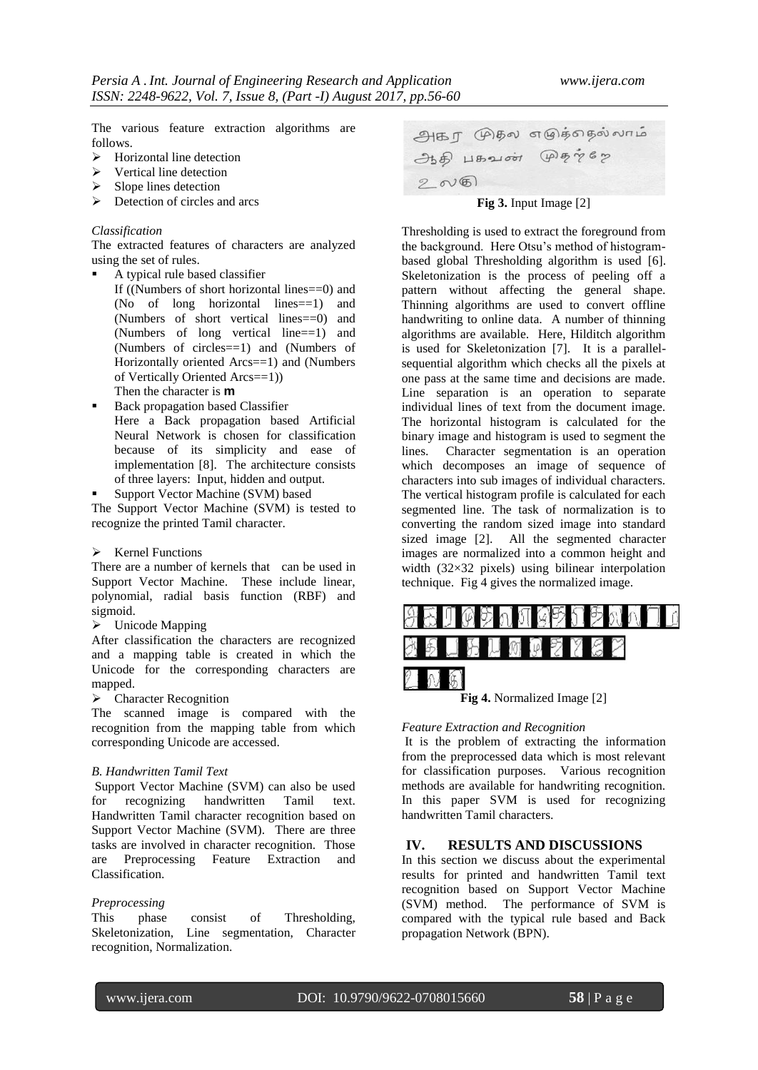The various feature extraction algorithms are follows.

- Horizontal line detection
- Vertical line detection
- Slope lines detection
- Detection of circles and arcs

*Classification*

The extracted features of characters are analyzed using the set of rules.

- A typical rule based classifier
  If ((Numbers of short horizontal lines==0) and (No of long horizontal lines==1) and (Numbers of short vertical lines==0) and (Numbers of long vertical line==1) and (Numbers of circles==1) and (Numbers of Horizontally oriented Arcs==1) and (Numbers of Vertically Oriented Arcs==1))
  Then the character is **m**
- Back propagation based Classifier
  Here a Back propagation based Artificial Neural Network is chosen for classification because of its simplicity and ease of implementation [8]. The architecture consists of three layers: Input, hidden and output.
- Support Vector Machine (SVM) based

The Support Vector Machine (SVM) is tested to recognize the printed Tamil character.

- Kernel Functions

There are a number of kernels that can be used in Support Vector Machine. These include linear, polynomial, radial basis function (RBF) and sigmoid.

- Unicode Mapping

After classification the characters are recognized and a mapping table is created in which the Unicode for the corresponding characters are mapped.

- Character Recognition

The scanned image is compared with the recognition from the mapping table from which corresponding Unicode are accessed.

*B. Handwritten Tamil Text*

Support Vector Machine (SVM) can also be used for recognizing handwritten Tamil text. Handwritten Tamil character recognition based on Support Vector Machine (SVM). There are three tasks are involved in character recognition. Those are Preprocessing Feature Extraction and Classification.

*Preprocessing*

This phase consist of Thresholding, Skeletonization, Line segmentation, Character recognition, Normalization.

**Fig 3.** Input Image [2]

Thresholding is used to extract the foreground from the background. Here Otsu's method of histogram-based global Thresholding algorithm is used [6]. Skeletonization is the process of peeling off a pattern without affecting the general shape. Thinning algorithms are used to convert offline handwriting to online data. A number of thinning algorithms are available. Here, Hilditch algorithm is used for Skeletonization [7]. It is a parallel-sequential algorithm which checks all the pixels at one pass at the same time and decisions are made. Line separation is an operation to separate individual lines of text from the document image. The horizontal histogram is calculated for the binary image and histogram is used to segment the lines. Character segmentation is an operation which decomposes an image of sequence of characters into sub images of individual characters. The vertical histogram profile is calculated for each segmented line. The task of normalization is to converting the random sized image into standard sized image [2]. All the segmented character images are normalized into a common height and width (32×32 pixels) using bilinear interpolation technique. Fig 4 gives the normalized image.

**Fig 4.** Normalized Image [2]

*Feature Extraction and Recognition*

It is the problem of extracting the information from the preprocessed data which is most relevant for classification purposes. Various recognition methods are available for handwriting recognition. In this paper SVM is used for recognizing handwritten Tamil characters.

## IV. RESULTS AND DISCUSSIONS

In this section we discuss about the experimental results for printed and handwritten Tamil text recognition based on Support Vector Machine (SVM) method. The performance of SVM is compared with the typical rule based and Back propagation Network (BPN).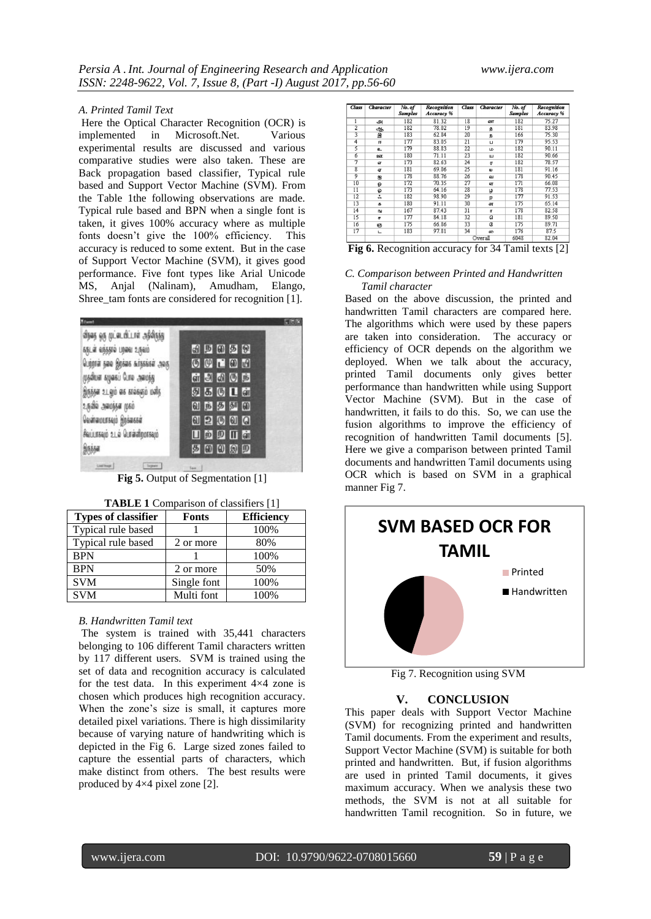### A. Printed Tamil Text

Here the Optical Character Recognition (OCR) is implemented in Microsoft.Net. Various experimental results are discussed and various comparative studies were also taken. These are Back propagation based classifier, Typical rule based and Support Vector Machine (SVM). From the Table 1the following observations are made. Typical rule based and BPN when a single font is taken, it gives 100% accuracy where as multiple fonts doesn't give the 100% efficiency. This accuracy is reduced to some extent. But in the case of Support Vector Machine (SVM), it gives good performance. Five font types like Arial Unicode MS, Anjal (Nalinam), Amudham, Elango, Shree_tam fonts are considered for recognition [1].

**Fig 5.** Output of Segmentation [1]

**TABLE 1** Comparison of classifiers [1]

| Types of classifier | Fonts | Efficiency |
|---|---|---|
| Typical rule based | 1 | 100% |
| Typical rule based | 2 or more | 80% |
| BPN | 1 | 100% |
| BPN | 2 or more | 50% |
| SVM | Single font | 100% |
| SVM | Multi font | 100% |

### B. Handwritten Tamil text

The system is trained with 35,441 characters belonging to 106 different Tamil characters written by 117 different users. SVM is trained using the set of data and recognition accuracy is calculated for the test data. In this experiment 4×4 zone is chosen which produces high recognition accuracy. When the zone's size is small, it captures more detailed pixel variations. There is high dissimilarity because of varying nature of handwriting which is depicted in the Fig 6. Large sized zones failed to capture the essential parts of characters, which make distinct from others. The best results were produced by 4×4 pixel zone [2].

| Class | Character | No. of Samples | Recognition Accuracy % | Class | Character | No. of Samples | Recognition Accuracy % |
|---|---|---|---|---|---|---|---|
| 1 | அ | 182 | 81.32 | 18 | ன | 182 | 75.27 |
| 2 | ஆ | 182 | 78.02 | 19 | க | 181 | 83.98 |
| 3 | இ | 183 | 62.84 | 20 | ந | 166 | 75.30 |
| 4 | ஈ | 177 | 83.05 | 21 | ப | 179 | 95.53 |
| 5 | உ | 179 | 88.83 | 22 | ம | 182 | 90.11 |
| 6 | ஊ | 180 | 71.11 | 23 | ய | 182 | 90.66 |
| 7 | எ | 173 | 82.63 | 24 | ர | 182 | 78.57 |
| 8 | ஏ | 181 | 69.06 | 25 | வ | 181 | 91.16 |
| 9 | ஐ | 178 | 88.76 | 26 | ல | 178 | 90.45 |
| 10 | ஒ | 172 | 70.35 | 27 | ள | 171 | 66.08 |
| 11 | ஓ | 173 | 64.16 | 28 | ழ | 178 | 77.53 |
| 12 | ஃ | 182 | 98.90 | 29 | ற | 177 | 91.53 |
| 13 | க | 180 | 91.11 | 30 | ண | 175 | 65.14 |
| 14 | ங | 167 | 87.43 | 31 | ஏ | 178 | 82.58 |
| 15 | ச | 177 | 84.18 | 32 | ஜ | 181 | 89.50 |
| 16 | ஞ | 175 | 66.86 | 33 | ஒ | 175 | 89.71 |
| 17 | ட | 183 | 97.81 | 34 | ஸ | 176 | 87.5 |
| | | | | Overall | | 6048 | 82.04 |

**Fig 6.** Recognition accuracy for 34 Tamil texts [2]

### C. Comparison between Printed and Handwritten Tamil character

Based on the above discussion, the printed and handwritten Tamil characters are compared here. The algorithms which were used by these papers are taken into consideration. The accuracy or efficiency of OCR depends on the algorithm we deployed. When we talk about the accuracy, printed Tamil documents only gives better performance than handwritten while using Support Vector Machine (SVM). But in the case of handwritten, it fails to do this. So, we can use the fusion algorithms to improve the efficiency of recognition of handwritten Tamil documents [5]. Here we give a comparison between printed Tamil documents and handwritten Tamil documents using OCR which is based on SVM in a graphical manner Fig 7.

Fig 7. Recognition using SVM

## V. CONCLUSION

This paper deals with Support Vector Machine (SVM) for recognizing printed and handwritten Tamil documents. From the experiment and results, Support Vector Machine (SVM) is suitable for both printed and handwritten. But, if fusion algorithms are used in printed Tamil documents, it gives maximum accuracy. When we analysis these two methods, the SVM is not at all suitable for handwritten Tamil recognition. So in future, we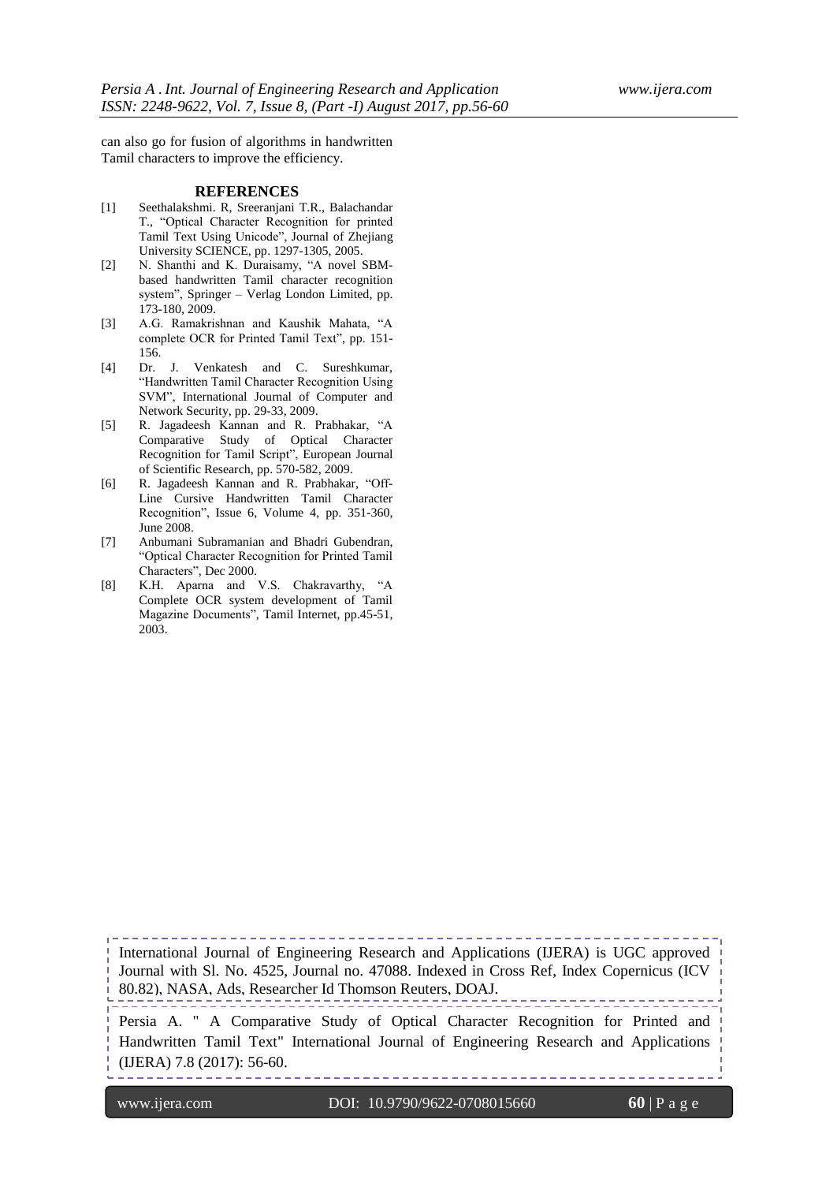can also go for fusion of algorithms in handwritten Tamil characters to improve the efficiency.

## REFERENCES

[1] Seethalakshmi. R, Sreeranjani T.R., Balachandar T., "Optical Character Recognition for printed Tamil Text Using Unicode", Journal of Zhejiang University SCIENCE, pp. 1297-1305, 2005.

[2] N. Shanthi and K. Duraisamy, "A novel SBM-based handwritten Tamil character recognition system", Springer – Verlag London Limited, pp. 173-180, 2009.

[3] A.G. Ramakrishnan and Kaushik Mahata, "A complete OCR for Printed Tamil Text", pp. 151-156.

[4] Dr. J. Venkatesh and C. Sureshkumar, "Handwritten Tamil Character Recognition Using SVM", International Journal of Computer and Network Security, pp. 29-33, 2009.

[5] R. Jagadeesh Kannan and R. Prabhakar, "A Comparative Study of Optical Character Recognition for Tamil Script", European Journal of Scientific Research, pp. 570-582, 2009.

[6] R. Jagadeesh Kannan and R. Prabhakar, "Off-Line Cursive Handwritten Tamil Character Recognition", Issue 6, Volume 4, pp. 351-360, June 2008.

[7] Anbumani Subramanian and Bhadri Gubendran, "Optical Character Recognition for Printed Tamil Characters", Dec 2000.

[8] K.H. Aparna and V.S. Chakravarthy, "A Complete OCR system development of Tamil Magazine Documents", Tamil Internet, pp.45-51, 2003.

International Journal of Engineering Research and Applications (IJERA) is UGC approved Journal with Sl. No. 4525, Journal no. 47088. Indexed in Cross Ref, Index Copernicus (ICV 80.82), NASA, Ads, Researcher Id Thomson Reuters, DOAJ.

Persia A. " A Comparative Study of Optical Character Recognition for Printed and Handwritten Tamil Text" International Journal of Engineering Research and Applications (IJERA) 7.8 (2017): 56-60.